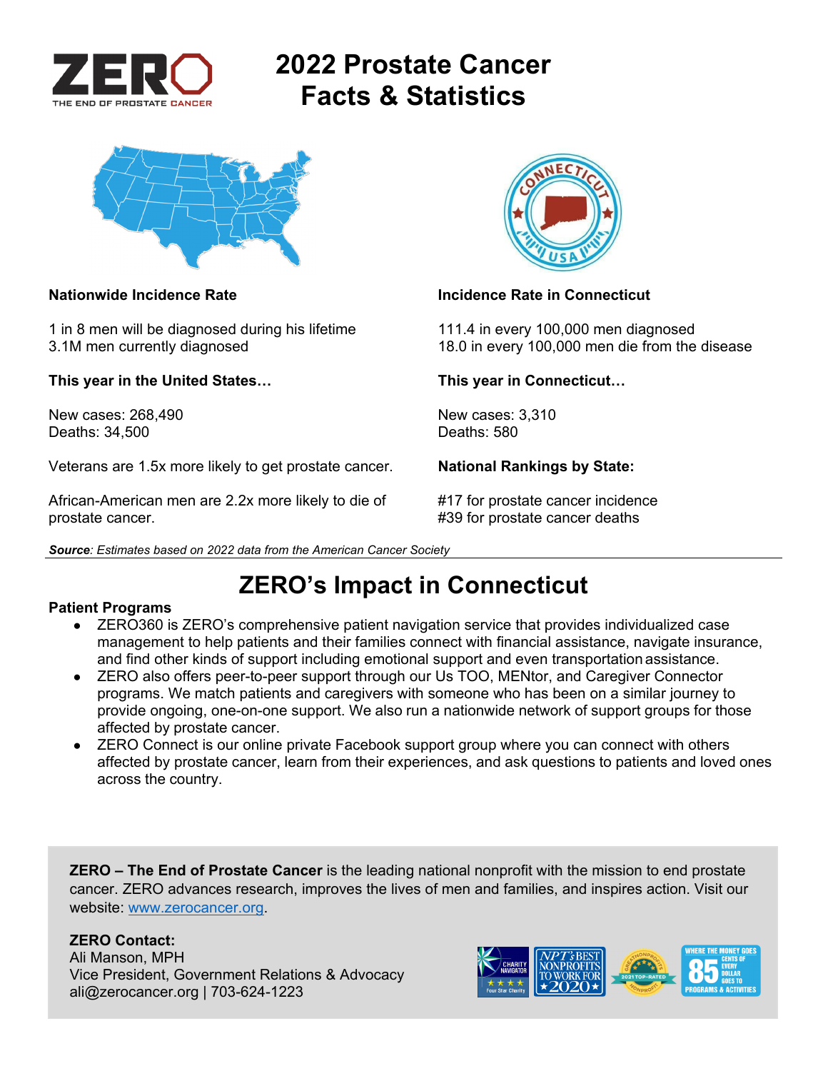# 2022 Prostate Cancer Facts & Statistics

ZERO — THE END OF PROSTATE CANCER

**Nationwide Incidence Rate**

1 in 8 men will be diagnosed during his lifetime
3.1M men currently diagnosed

**This year in the United States…**

New cases: 268,490
Deaths: 34,500

Veterans are 1.5x more likely to get prostate cancer.

African-American men are 2.2x more likely to die of prostate cancer.

**Incidence Rate in Connecticut**

111.4 in every 100,000 men diagnosed
18.0 in every 100,000 men die from the disease

**This year in Connecticut…**

New cases: 3,310
Deaths: 580

**National Rankings by State:**

#17 for prostate cancer incidence
#39 for prostate cancer deaths

***Source**: Estimates based on 2022 data from the American Cancer Society*

## ZERO's Impact in Connecticut

**Patient Programs**

- ZERO360 is ZERO's comprehensive patient navigation service that provides individualized case management to help patients and their families connect with financial assistance, navigate insurance, and find other kinds of support including emotional support and even transportation assistance.
- ZERO also offers peer-to-peer support through our Us TOO, MENtor, and Caregiver Connector programs. We match patients and caregivers with someone who has been on a similar journey to provide ongoing, one-on-one support. We also run a nationwide network of support groups for those affected by prostate cancer.
- ZERO Connect is our online private Facebook support group where you can connect with others affected by prostate cancer, learn from their experiences, and ask questions to patients and loved ones across the country.

**ZERO – The End of Prostate Cancer** is the leading national nonprofit with the mission to end prostate cancer. ZERO advances research, improves the lives of men and families, and inspires action. Visit our website: www.zerocancer.org.

**ZERO Contact:**
Ali Manson, MPH
Vice President, Government Relations & Advocacy
ali@zerocancer.org | 703-624-1223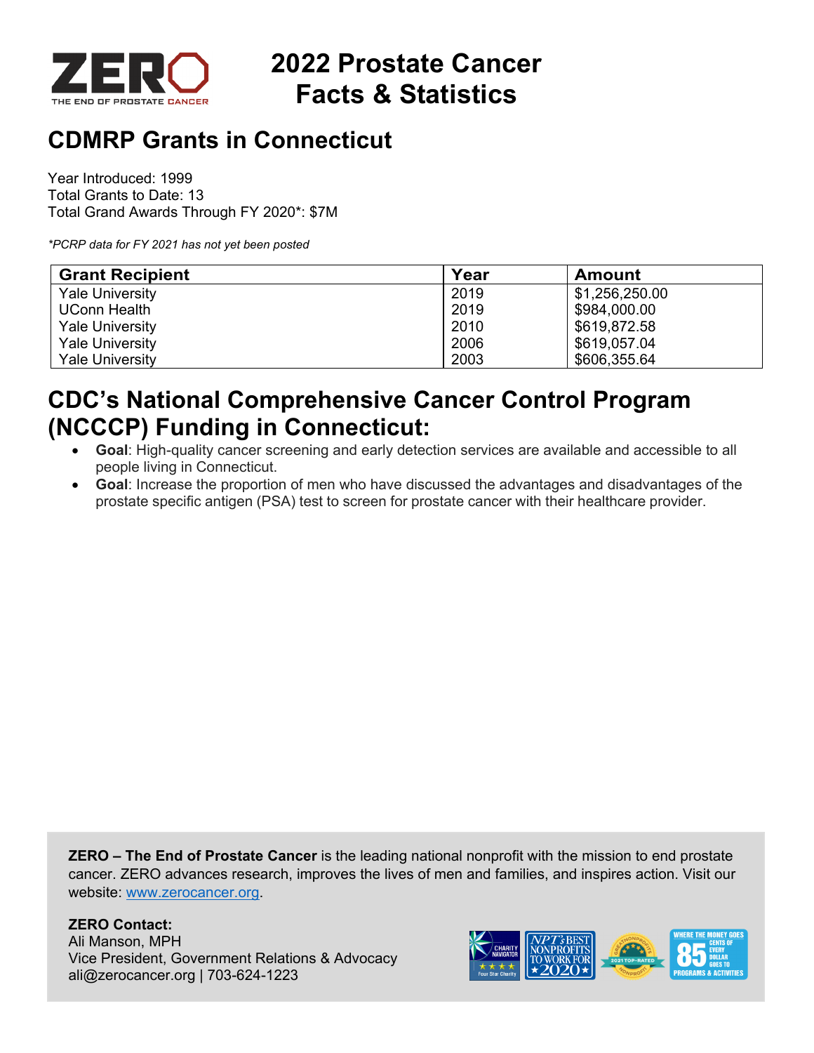# 2022 Prostate Cancer Facts & Statistics

ZERO THE END OF PROSTATE CANCER

## CDMRP Grants in Connecticut

Year Introduced: 1999
Total Grants to Date: 13
Total Grand Awards Through FY 2020*: $7M

*\*PCRP data for FY 2021 has not yet been posted*

| Grant Recipient | Year | Amount |
|---|---|---|
| Yale University | 2019 | $1,256,250.00 |
| UConn Health | 2019 | $984,000.00 |
| Yale University | 2010 | $619,872.58 |
| Yale University | 2006 | $619,057.04 |
| Yale University | 2003 | $606,355.64 |

## CDC's National Comprehensive Cancer Control Program (NCCCP) Funding in Connecticut:

- **Goal**: High-quality cancer screening and early detection services are available and accessible to all people living in Connecticut.
- **Goal**: Increase the proportion of men who have discussed the advantages and disadvantages of the prostate specific antigen (PSA) test to screen for prostate cancer with their healthcare provider.

**ZERO – The End of Prostate Cancer** is the leading national nonprofit with the mission to end prostate cancer. ZERO advances research, improves the lives of men and families, and inspires action. Visit our website: www.zerocancer.org.

**ZERO Contact:**
Ali Manson, MPH
Vice President, Government Relations & Advocacy
ali@zerocancer.org | 703-624-1223

CHARITY NAVIGATOR Four Star Charity | NPT's BEST NONPROFITS TO WORK FOR 2020 | GREATNONPROFITS 2021 TOP-RATED NONPROFIT | WHERE THE MONEY GOES 85 CENTS OF EVERY DOLLAR GOES TO PROGRAMS & ACTIVITIES